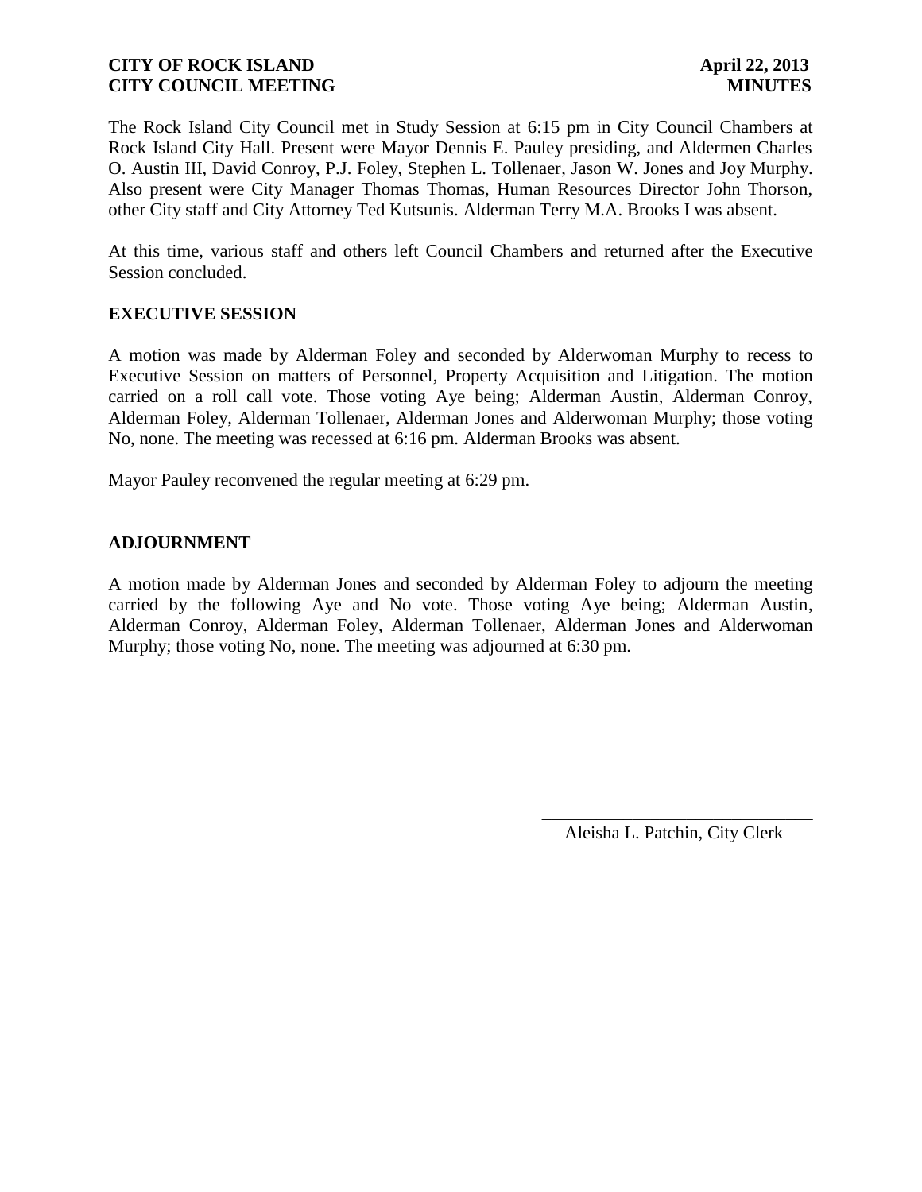**CITY OF ROCK ISLAND** **April 22, 2013**
**CITY COUNCIL MEETING** **MINUTES**

The Rock Island City Council met in Study Session at 6:15 pm in City Council Chambers at Rock Island City Hall. Present were Mayor Dennis E. Pauley presiding, and Aldermen Charles O. Austin III, David Conroy, P.J. Foley, Stephen L. Tollenaer, Jason W. Jones and Joy Murphy. Also present were City Manager Thomas Thomas, Human Resources Director John Thorson, other City staff and City Attorney Ted Kutsunis. Alderman Terry M.A. Brooks I was absent.

At this time, various staff and others left Council Chambers and returned after the Executive Session concluded.

## EXECUTIVE SESSION

A motion was made by Alderman Foley and seconded by Alderwoman Murphy to recess to Executive Session on matters of Personnel, Property Acquisition and Litigation. The motion carried on a roll call vote. Those voting Aye being; Alderman Austin, Alderman Conroy, Alderman Foley, Alderman Tollenaer, Alderman Jones and Alderwoman Murphy; those voting No, none. The meeting was recessed at 6:16 pm. Alderman Brooks was absent.

Mayor Pauley reconvened the regular meeting at 6:29 pm.

## ADJOURNMENT

A motion made by Alderman Jones and seconded by Alderman Foley to adjourn the meeting carried by the following Aye and No vote. Those voting Aye being; Alderman Austin, Alderman Conroy, Alderman Foley, Alderman Tollenaer, Alderman Jones and Alderwoman Murphy; those voting No, none. The meeting was adjourned at 6:30 pm.

\_\_\_\_\_\_\_\_\_\_\_\_\_\_\_\_\_\_\_\_\_\_\_\_\_\_\_\_\_\_

Aleisha L. Patchin, City Clerk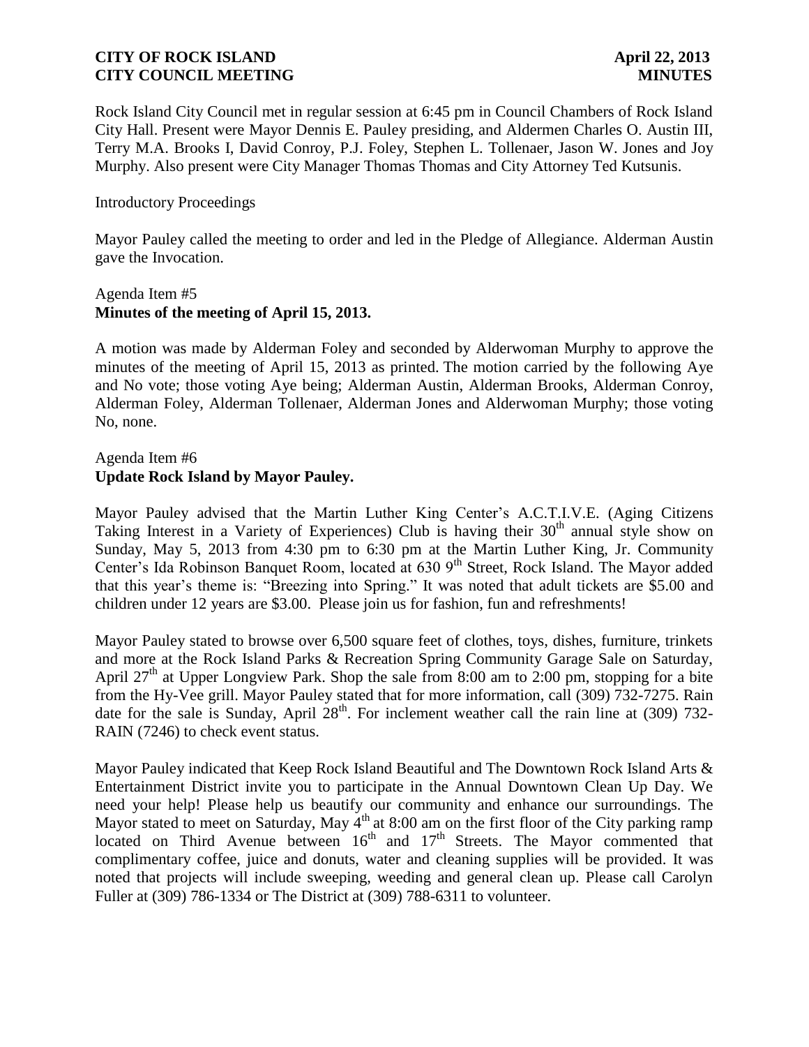Rock Island City Council met in regular session at 6:45 pm in Council Chambers of Rock Island City Hall. Present were Mayor Dennis E. Pauley presiding, and Aldermen Charles O. Austin III, Terry M.A. Brooks I, David Conroy, P.J. Foley, Stephen L. Tollenaer, Jason W. Jones and Joy Murphy. Also present were City Manager Thomas Thomas and City Attorney Ted Kutsunis.

Introductory Proceedings

Mayor Pauley called the meeting to order and led in the Pledge of Allegiance. Alderman Austin gave the Invocation.

Agenda Item #5
**Minutes of the meeting of April 15, 2013.**

A motion was made by Alderman Foley and seconded by Alderwoman Murphy to approve the minutes of the meeting of April 15, 2013 as printed. The motion carried by the following Aye and No vote; those voting Aye being; Alderman Austin, Alderman Brooks, Alderman Conroy, Alderman Foley, Alderman Tollenaer, Alderman Jones and Alderwoman Murphy; those voting No, none.

Agenda Item #6
**Update Rock Island by Mayor Pauley.**

Mayor Pauley advised that the Martin Luther King Center's A.C.T.I.V.E. (Aging Citizens Taking Interest in a Variety of Experiences) Club is having their 30th annual style show on Sunday, May 5, 2013 from 4:30 pm to 6:30 pm at the Martin Luther King, Jr. Community Center's Ida Robinson Banquet Room, located at 630 9th Street, Rock Island. The Mayor added that this year's theme is: "Breezing into Spring." It was noted that adult tickets are $5.00 and children under 12 years are $3.00. Please join us for fashion, fun and refreshments!

Mayor Pauley stated to browse over 6,500 square feet of clothes, toys, dishes, furniture, trinkets and more at the Rock Island Parks & Recreation Spring Community Garage Sale on Saturday, April 27th at Upper Longview Park. Shop the sale from 8:00 am to 2:00 pm, stopping for a bite from the Hy-Vee grill. Mayor Pauley stated that for more information, call (309) 732-7275. Rain date for the sale is Sunday, April 28th. For inclement weather call the rain line at (309) 732-RAIN (7246) to check event status.

Mayor Pauley indicated that Keep Rock Island Beautiful and The Downtown Rock Island Arts & Entertainment District invite you to participate in the Annual Downtown Clean Up Day. We need your help! Please help us beautify our community and enhance our surroundings. The Mayor stated to meet on Saturday, May 4th at 8:00 am on the first floor of the City parking ramp located on Third Avenue between 16th and 17th Streets. The Mayor commented that complimentary coffee, juice and donuts, water and cleaning supplies will be provided. It was noted that projects will include sweeping, weeding and general clean up. Please call Carolyn Fuller at (309) 786-1334 or The District at (309) 788-6311 to volunteer.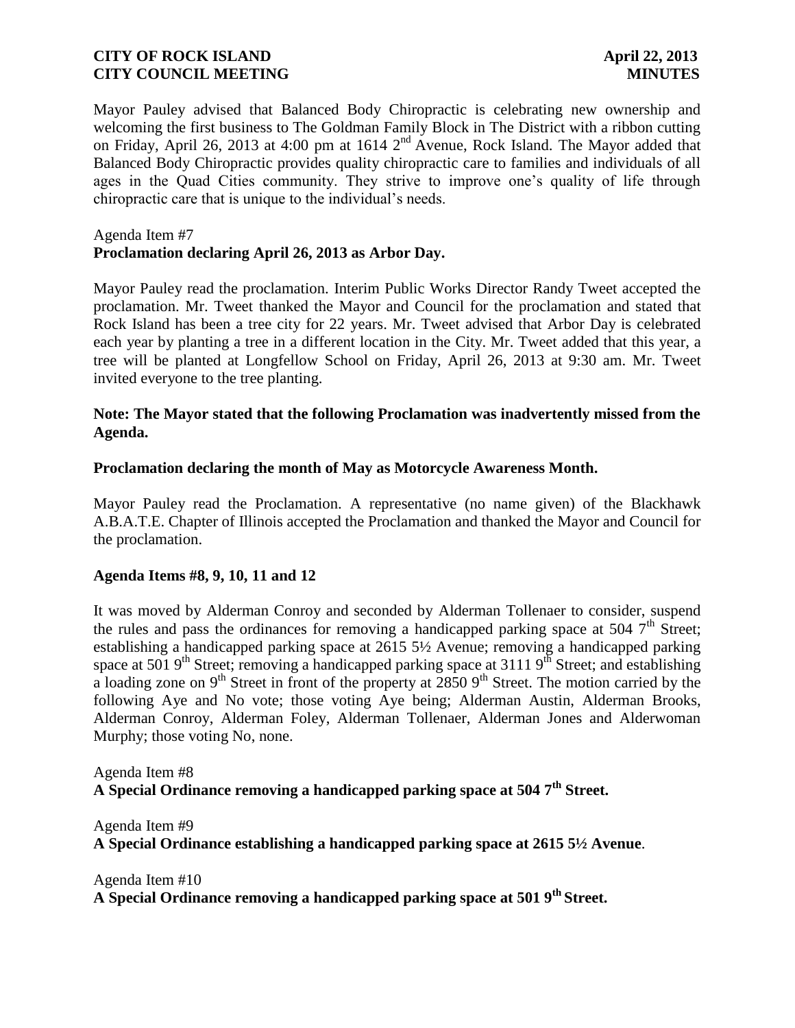Mayor Pauley advised that Balanced Body Chiropractic is celebrating new ownership and welcoming the first business to The Goldman Family Block in The District with a ribbon cutting on Friday, April 26, 2013 at 4:00 pm at 1614 2nd Avenue, Rock Island. The Mayor added that Balanced Body Chiropractic provides quality chiropractic care to families and individuals of all ages in the Quad Cities community. They strive to improve one's quality of life through chiropractic care that is unique to the individual's needs.

Agenda Item #7
**Proclamation declaring April 26, 2013 as Arbor Day.**

Mayor Pauley read the proclamation. Interim Public Works Director Randy Tweet accepted the proclamation. Mr. Tweet thanked the Mayor and Council for the proclamation and stated that Rock Island has been a tree city for 22 years. Mr. Tweet advised that Arbor Day is celebrated each year by planting a tree in a different location in the City. Mr. Tweet added that this year, a tree will be planted at Longfellow School on Friday, April 26, 2013 at 9:30 am. Mr. Tweet invited everyone to the tree planting.

**Note: The Mayor stated that the following Proclamation was inadvertently missed from the Agenda.**

**Proclamation declaring the month of May as Motorcycle Awareness Month.**

Mayor Pauley read the Proclamation. A representative (no name given) of the Blackhawk A.B.A.T.E. Chapter of Illinois accepted the Proclamation and thanked the Mayor and Council for the proclamation.

**Agenda Items #8, 9, 10, 11 and 12**

It was moved by Alderman Conroy and seconded by Alderman Tollenaer to consider, suspend the rules and pass the ordinances for removing a handicapped parking space at 504 7th Street; establishing a handicapped parking space at 2615 5½ Avenue; removing a handicapped parking space at 501 9th Street; removing a handicapped parking space at 3111 9th Street; and establishing a loading zone on 9th Street in front of the property at 2850 9th Street. The motion carried by the following Aye and No vote; those voting Aye being; Alderman Austin, Alderman Brooks, Alderman Conroy, Alderman Foley, Alderman Tollenaer, Alderman Jones and Alderwoman Murphy; those voting No, none.

Agenda Item #8
**A Special Ordinance removing a handicapped parking space at 504 7th Street.**

Agenda Item #9
**A Special Ordinance establishing a handicapped parking space at 2615 5½ Avenue.**

Agenda Item #10
**A Special Ordinance removing a handicapped parking space at 501 9th Street.**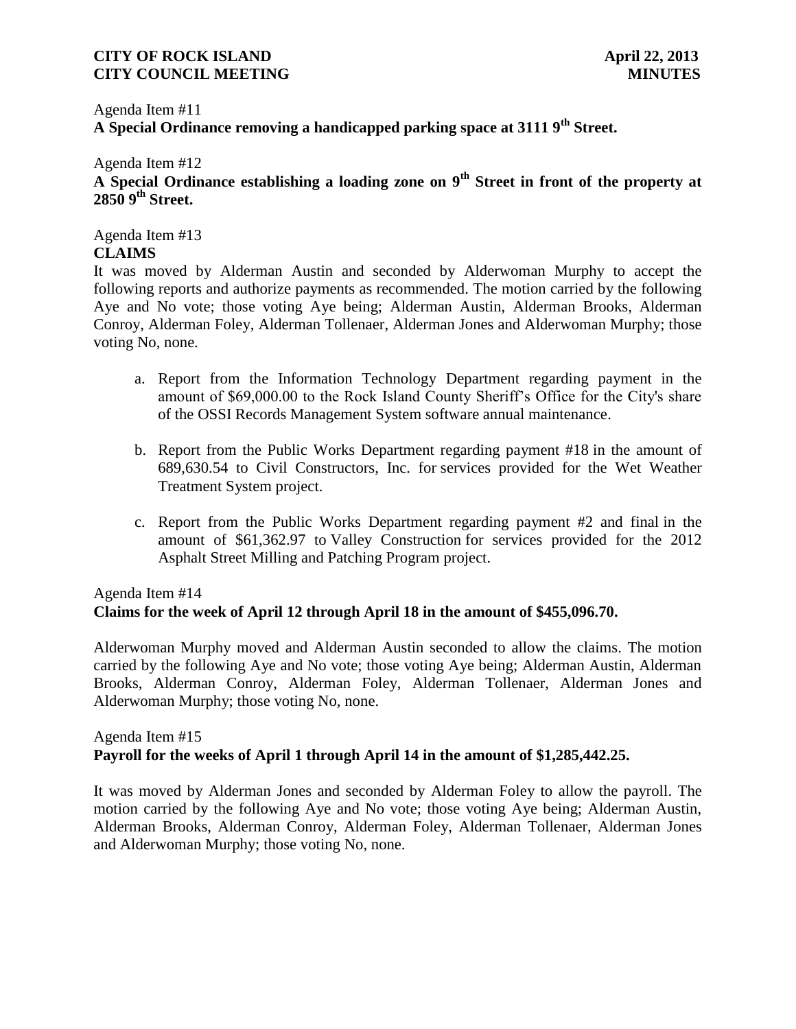Agenda Item #11
**A Special Ordinance removing a handicapped parking space at 3111 9th Street.**

Agenda Item #12
**A Special Ordinance establishing a loading zone on 9th Street in front of the property at 2850 9th Street.**

Agenda Item #13
**CLAIMS**

It was moved by Alderman Austin and seconded by Alderwoman Murphy to accept the following reports and authorize payments as recommended. The motion carried by the following Aye and No vote; those voting Aye being; Alderman Austin, Alderman Brooks, Alderman Conroy, Alderman Foley, Alderman Tollenaer, Alderman Jones and Alderwoman Murphy; those voting No, none.

a. Report from the Information Technology Department regarding payment in the amount of $69,000.00 to the Rock Island County Sheriff's Office for the City's share of the OSSI Records Management System software annual maintenance.

b. Report from the Public Works Department regarding payment #18 in the amount of 689,630.54 to Civil Constructors, Inc. for services provided for the Wet Weather Treatment System project.

c. Report from the Public Works Department regarding payment #2 and final in the amount of $61,362.97 to Valley Construction for services provided for the 2012 Asphalt Street Milling and Patching Program project.

Agenda Item #14
**Claims for the week of April 12 through April 18 in the amount of $455,096.70.**

Alderwoman Murphy moved and Alderman Austin seconded to allow the claims. The motion carried by the following Aye and No vote; those voting Aye being; Alderman Austin, Alderman Brooks, Alderman Conroy, Alderman Foley, Alderman Tollenaer, Alderman Jones and Alderwoman Murphy; those voting No, none.

Agenda Item #15
**Payroll for the weeks of April 1 through April 14 in the amount of $1,285,442.25.**

It was moved by Alderman Jones and seconded by Alderman Foley to allow the payroll. The motion carried by the following Aye and No vote; those voting Aye being; Alderman Austin, Alderman Brooks, Alderman Conroy, Alderman Foley, Alderman Tollenaer, Alderman Jones and Alderwoman Murphy; those voting No, none.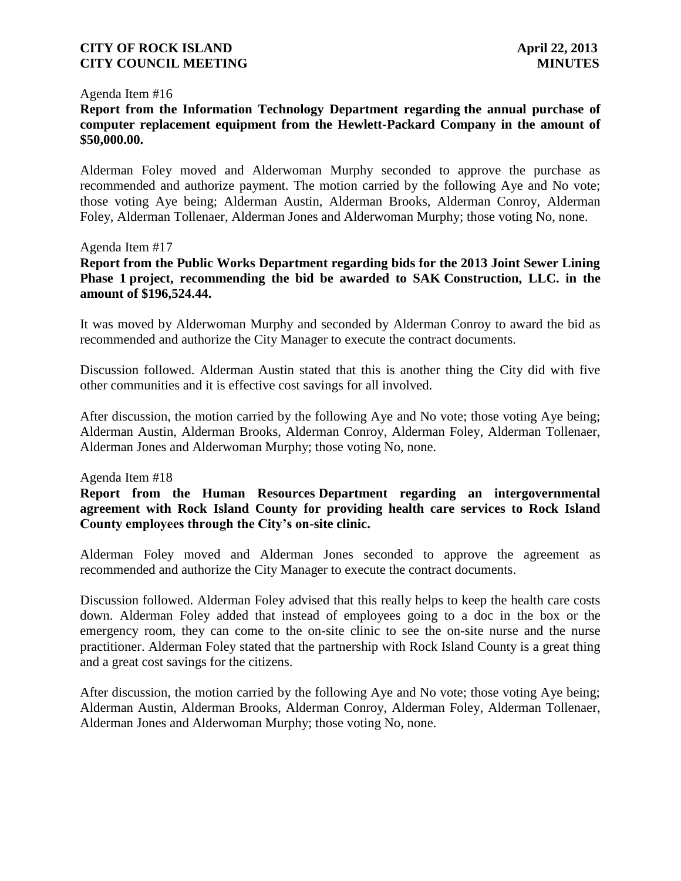Agenda Item #16

**Report from the Information Technology Department regarding the annual purchase of computer replacement equipment from the Hewlett-Packard Company in the amount of $50,000.00.**

Alderman Foley moved and Alderwoman Murphy seconded to approve the purchase as recommended and authorize payment. The motion carried by the following Aye and No vote; those voting Aye being; Alderman Austin, Alderman Brooks, Alderman Conroy, Alderman Foley, Alderman Tollenaer, Alderman Jones and Alderwoman Murphy; those voting No, none.

Agenda Item #17

**Report from the Public Works Department regarding bids for the 2013 Joint Sewer Lining Phase 1 project, recommending the bid be awarded to SAK Construction, LLC. in the amount of $196,524.44.**

It was moved by Alderwoman Murphy and seconded by Alderman Conroy to award the bid as recommended and authorize the City Manager to execute the contract documents.

Discussion followed. Alderman Austin stated that this is another thing the City did with five other communities and it is effective cost savings for all involved.

After discussion, the motion carried by the following Aye and No vote; those voting Aye being; Alderman Austin, Alderman Brooks, Alderman Conroy, Alderman Foley, Alderman Tollenaer, Alderman Jones and Alderwoman Murphy; those voting No, none.

Agenda Item #18

**Report from the Human Resources Department regarding an intergovernmental agreement with Rock Island County for providing health care services to Rock Island County employees through the City's on-site clinic.**

Alderman Foley moved and Alderman Jones seconded to approve the agreement as recommended and authorize the City Manager to execute the contract documents.

Discussion followed. Alderman Foley advised that this really helps to keep the health care costs down. Alderman Foley added that instead of employees going to a doc in the box or the emergency room, they can come to the on-site clinic to see the on-site nurse and the nurse practitioner. Alderman Foley stated that the partnership with Rock Island County is a great thing and a great cost savings for the citizens.

After discussion, the motion carried by the following Aye and No vote; those voting Aye being; Alderman Austin, Alderman Brooks, Alderman Conroy, Alderman Foley, Alderman Tollenaer, Alderman Jones and Alderwoman Murphy; those voting No, none.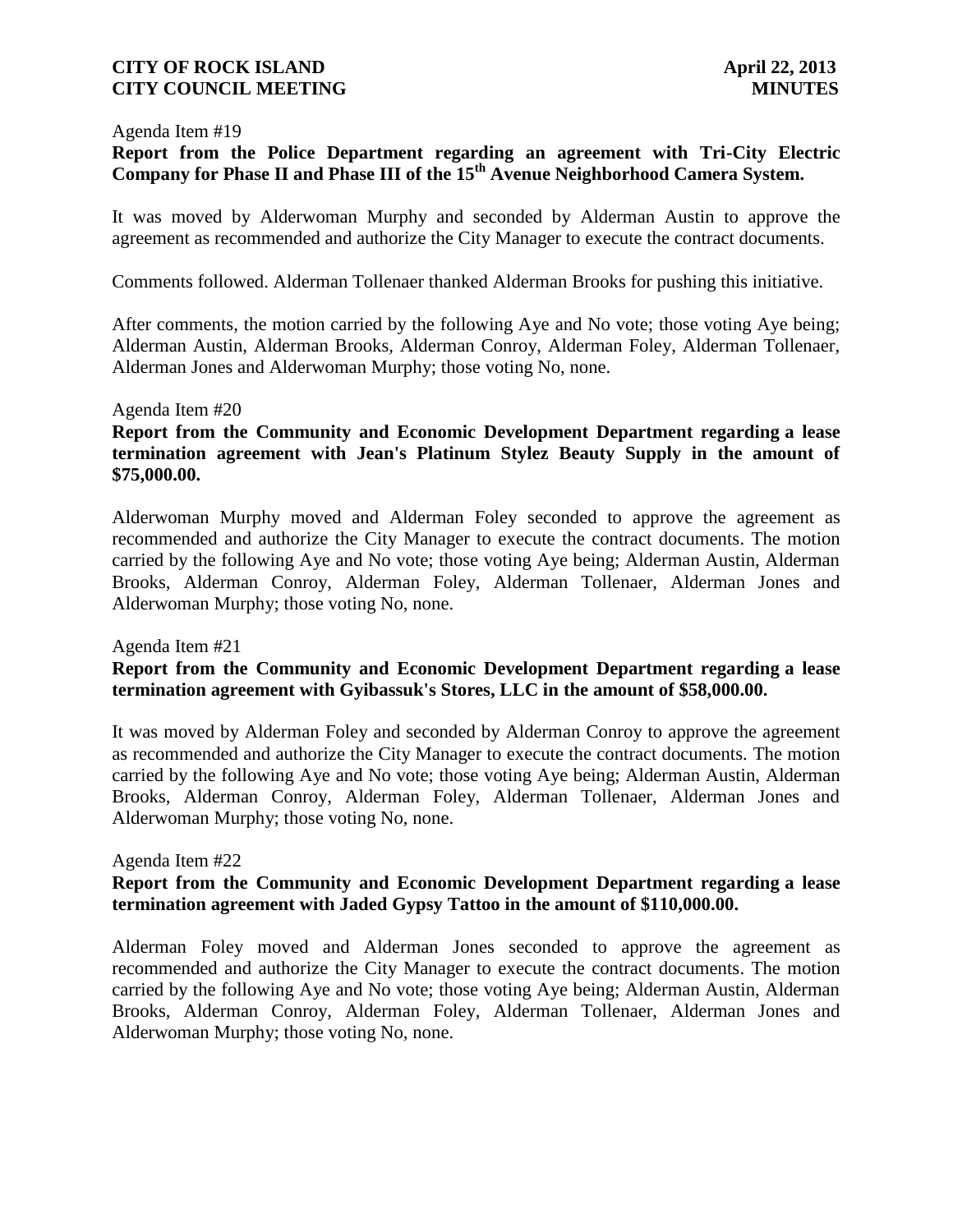Agenda Item #19

**Report from the Police Department regarding an agreement with Tri-City Electric Company for Phase II and Phase III of the 15th Avenue Neighborhood Camera System.**

It was moved by Alderwoman Murphy and seconded by Alderman Austin to approve the agreement as recommended and authorize the City Manager to execute the contract documents.

Comments followed. Alderman Tollenaer thanked Alderman Brooks for pushing this initiative.

After comments, the motion carried by the following Aye and No vote; those voting Aye being; Alderman Austin, Alderman Brooks, Alderman Conroy, Alderman Foley, Alderman Tollenaer, Alderman Jones and Alderwoman Murphy; those voting No, none.

Agenda Item #20

**Report from the Community and Economic Development Department regarding a lease termination agreement with Jean's Platinum Stylez Beauty Supply in the amount of $75,000.00.**

Alderwoman Murphy moved and Alderman Foley seconded to approve the agreement as recommended and authorize the City Manager to execute the contract documents. The motion carried by the following Aye and No vote; those voting Aye being; Alderman Austin, Alderman Brooks, Alderman Conroy, Alderman Foley, Alderman Tollenaer, Alderman Jones and Alderwoman Murphy; those voting No, none.

Agenda Item #21

**Report from the Community and Economic Development Department regarding a lease termination agreement with Gyibassuk's Stores, LLC in the amount of $58,000.00.**

It was moved by Alderman Foley and seconded by Alderman Conroy to approve the agreement as recommended and authorize the City Manager to execute the contract documents. The motion carried by the following Aye and No vote; those voting Aye being; Alderman Austin, Alderman Brooks, Alderman Conroy, Alderman Foley, Alderman Tollenaer, Alderman Jones and Alderwoman Murphy; those voting No, none.

Agenda Item #22

**Report from the Community and Economic Development Department regarding a lease termination agreement with Jaded Gypsy Tattoo in the amount of $110,000.00.**

Alderman Foley moved and Alderman Jones seconded to approve the agreement as recommended and authorize the City Manager to execute the contract documents. The motion carried by the following Aye and No vote; those voting Aye being; Alderman Austin, Alderman Brooks, Alderman Conroy, Alderman Foley, Alderman Tollenaer, Alderman Jones and Alderwoman Murphy; those voting No, none.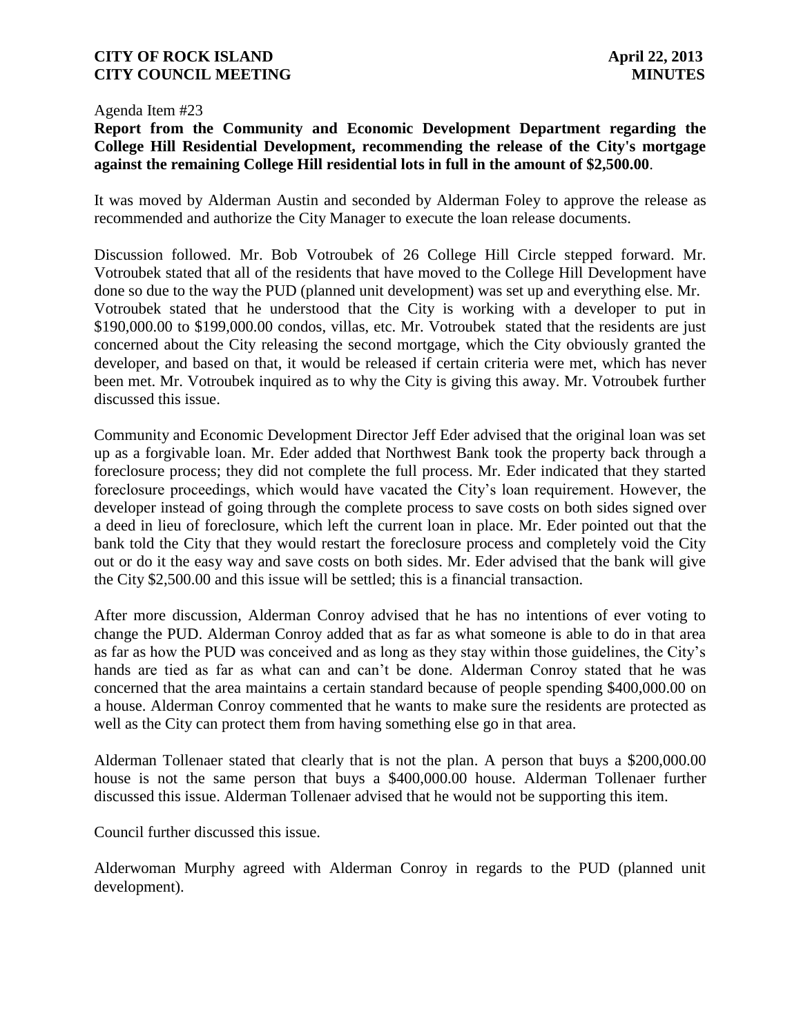Agenda Item #23

**Report from the Community and Economic Development Department regarding the College Hill Residential Development, recommending the release of the City's mortgage against the remaining College Hill residential lots in full in the amount of $2,500.00**.

It was moved by Alderman Austin and seconded by Alderman Foley to approve the release as recommended and authorize the City Manager to execute the loan release documents.

Discussion followed. Mr. Bob Votroubek of 26 College Hill Circle stepped forward. Mr. Votroubek stated that all of the residents that have moved to the College Hill Development have done so due to the way the PUD (planned unit development) was set up and everything else. Mr. Votroubek stated that he understood that the City is working with a developer to put in $190,000.00 to $199,000.00 condos, villas, etc. Mr. Votroubek stated that the residents are just concerned about the City releasing the second mortgage, which the City obviously granted the developer, and based on that, it would be released if certain criteria were met, which has never been met. Mr. Votroubek inquired as to why the City is giving this away. Mr. Votroubek further discussed this issue.

Community and Economic Development Director Jeff Eder advised that the original loan was set up as a forgivable loan. Mr. Eder added that Northwest Bank took the property back through a foreclosure process; they did not complete the full process. Mr. Eder indicated that they started foreclosure proceedings, which would have vacated the City's loan requirement. However, the developer instead of going through the complete process to save costs on both sides signed over a deed in lieu of foreclosure, which left the current loan in place. Mr. Eder pointed out that the bank told the City that they would restart the foreclosure process and completely void the City out or do it the easy way and save costs on both sides. Mr. Eder advised that the bank will give the City $2,500.00 and this issue will be settled; this is a financial transaction.

After more discussion, Alderman Conroy advised that he has no intentions of ever voting to change the PUD. Alderman Conroy added that as far as what someone is able to do in that area as far as how the PUD was conceived and as long as they stay within those guidelines, the City's hands are tied as far as what can and can't be done. Alderman Conroy stated that he was concerned that the area maintains a certain standard because of people spending $400,000.00 on a house. Alderman Conroy commented that he wants to make sure the residents are protected as well as the City can protect them from having something else go in that area.

Alderman Tollenaer stated that clearly that is not the plan. A person that buys a $200,000.00 house is not the same person that buys a $400,000.00 house. Alderman Tollenaer further discussed this issue. Alderman Tollenaer advised that he would not be supporting this item.

Council further discussed this issue.

Alderwoman Murphy agreed with Alderman Conroy in regards to the PUD (planned unit development).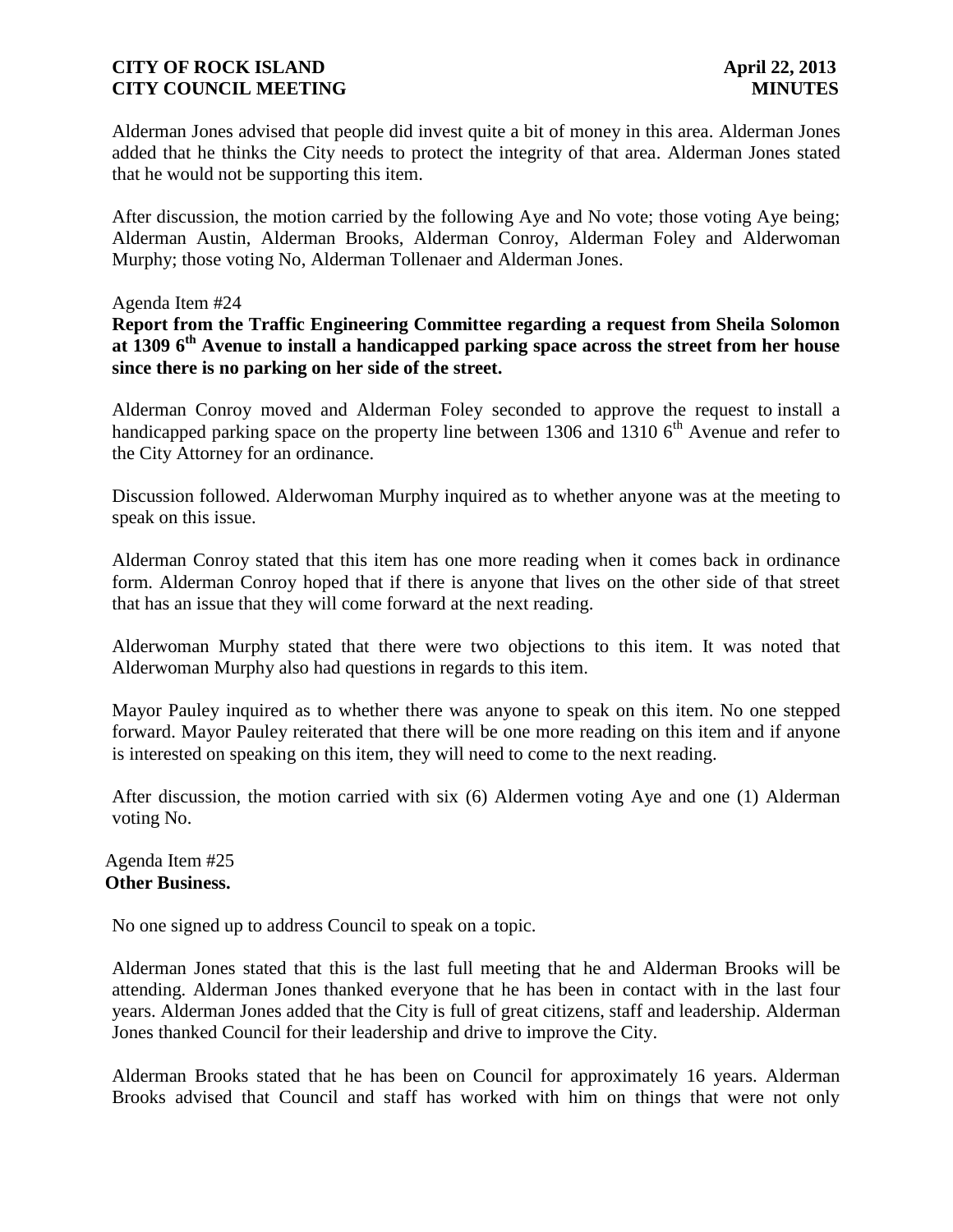Alderman Jones advised that people did invest quite a bit of money in this area. Alderman Jones added that he thinks the City needs to protect the integrity of that area. Alderman Jones stated that he would not be supporting this item.

After discussion, the motion carried by the following Aye and No vote; those voting Aye being; Alderman Austin, Alderman Brooks, Alderman Conroy, Alderman Foley and Alderwoman Murphy; those voting No, Alderman Tollenaer and Alderman Jones.

Agenda Item #24
**Report from the Traffic Engineering Committee regarding a request from Sheila Solomon at 1309 6th Avenue to install a handicapped parking space across the street from her house since there is no parking on her side of the street.**

Alderman Conroy moved and Alderman Foley seconded to approve the request to install a handicapped parking space on the property line between 1306 and 1310 6th Avenue and refer to the City Attorney for an ordinance.

Discussion followed. Alderwoman Murphy inquired as to whether anyone was at the meeting to speak on this issue.

Alderman Conroy stated that this item has one more reading when it comes back in ordinance form. Alderman Conroy hoped that if there is anyone that lives on the other side of that street that has an issue that they will come forward at the next reading.

Alderwoman Murphy stated that there were two objections to this item. It was noted that Alderwoman Murphy also had questions in regards to this item.

Mayor Pauley inquired as to whether there was anyone to speak on this item. No one stepped forward. Mayor Pauley reiterated that there will be one more reading on this item and if anyone is interested on speaking on this item, they will need to come to the next reading.

After discussion, the motion carried with six (6) Aldermen voting Aye and one (1) Alderman voting No.

Agenda Item #25
**Other Business.**

No one signed up to address Council to speak on a topic.

Alderman Jones stated that this is the last full meeting that he and Alderman Brooks will be attending. Alderman Jones thanked everyone that he has been in contact with in the last four years. Alderman Jones added that the City is full of great citizens, staff and leadership. Alderman Jones thanked Council for their leadership and drive to improve the City.

Alderman Brooks stated that he has been on Council for approximately 16 years. Alderman Brooks advised that Council and staff has worked with him on things that were not only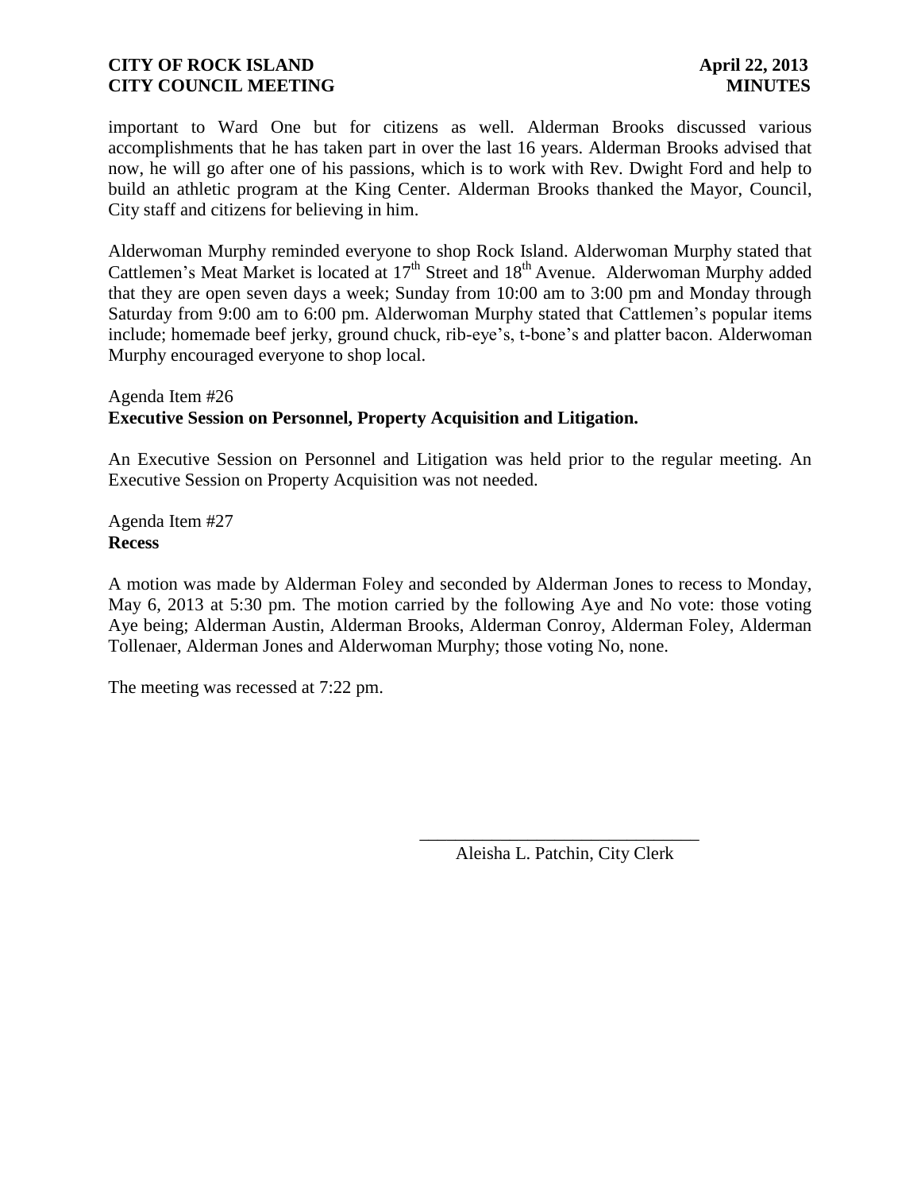important to Ward One but for citizens as well. Alderman Brooks discussed various accomplishments that he has taken part in over the last 16 years. Alderman Brooks advised that now, he will go after one of his passions, which is to work with Rev. Dwight Ford and help to build an athletic program at the King Center. Alderman Brooks thanked the Mayor, Council, City staff and citizens for believing in him.

Alderwoman Murphy reminded everyone to shop Rock Island. Alderwoman Murphy stated that Cattlemen's Meat Market is located at 17th Street and 18th Avenue. Alderwoman Murphy added that they are open seven days a week; Sunday from 10:00 am to 3:00 pm and Monday through Saturday from 9:00 am to 6:00 pm. Alderwoman Murphy stated that Cattlemen's popular items include; homemade beef jerky, ground chuck, rib-eye's, t-bone's and platter bacon. Alderwoman Murphy encouraged everyone to shop local.

Agenda Item #26
**Executive Session on Personnel, Property Acquisition and Litigation.**

An Executive Session on Personnel and Litigation was held prior to the regular meeting. An Executive Session on Property Acquisition was not needed.

Agenda Item #27
**Recess**

A motion was made by Alderman Foley and seconded by Alderman Jones to recess to Monday, May 6, 2013 at 5:30 pm. The motion carried by the following Aye and No vote: those voting Aye being; Alderman Austin, Alderman Brooks, Alderman Conroy, Alderman Foley, Alderman Tollenaer, Alderman Jones and Alderwoman Murphy; those voting No, none.

The meeting was recessed at 7:22 pm.

\_\_\_\_\_\_\_\_\_\_\_\_\_\_\_\_\_\_\_\_\_\_\_\_\_\_\_\_\_\_

Aleisha L. Patchin, City Clerk